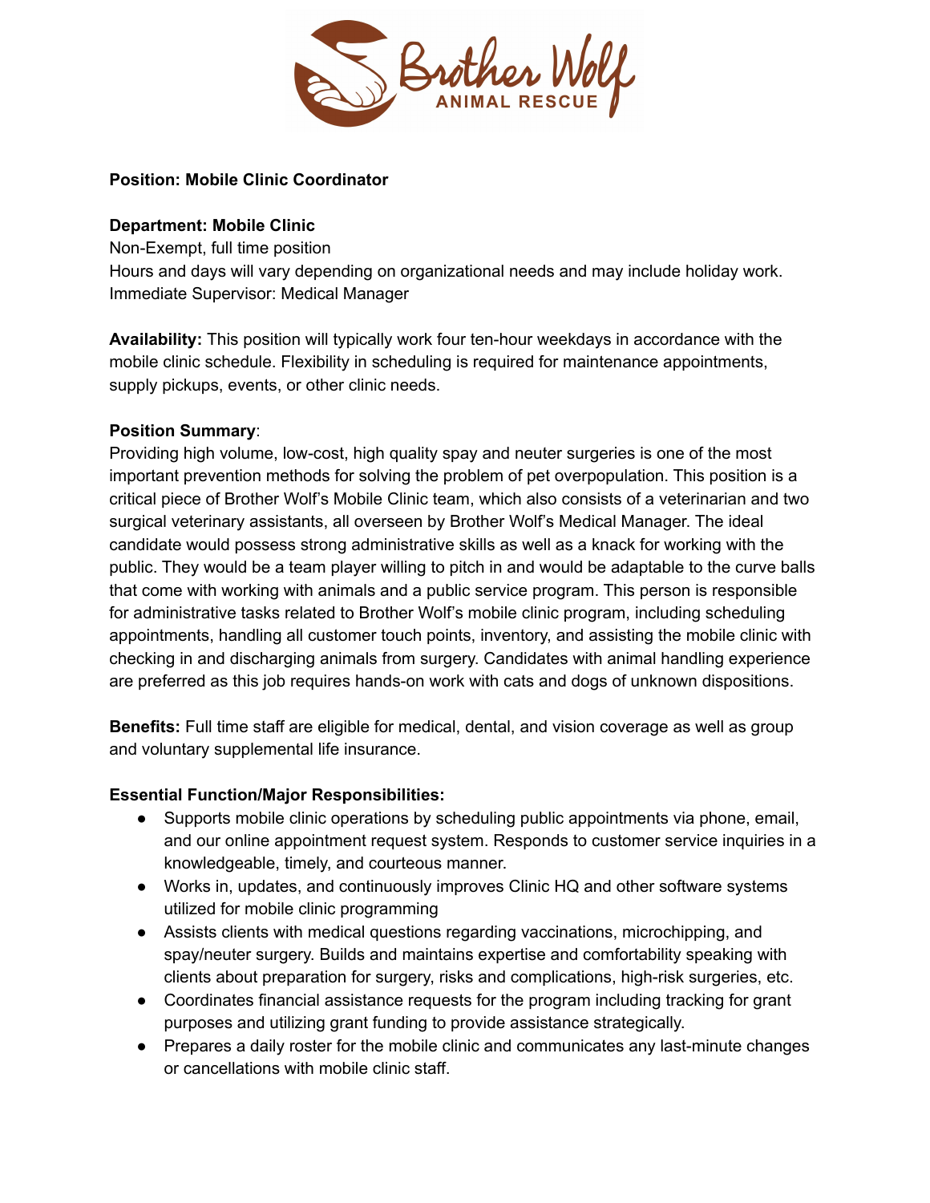Brother Wolf
ANIMAL RESCUE

**Position: Mobile Clinic Coordinator**

**Department: Mobile Clinic**
Non-Exempt, full time position
Hours and days will vary depending on organizational needs and may include holiday work.
Immediate Supervisor: Medical Manager

**Availability:** This position will typically work four ten-hour weekdays in accordance with the mobile clinic schedule. Flexibility in scheduling is required for maintenance appointments, supply pickups, events, or other clinic needs.

**Position Summary**:
Providing high volume, low-cost, high quality spay and neuter surgeries is one of the most important prevention methods for solving the problem of pet overpopulation. This position is a critical piece of Brother Wolf's Mobile Clinic team, which also consists of a veterinarian and two surgical veterinary assistants, all overseen by Brother Wolf's Medical Manager. The ideal candidate would possess strong administrative skills as well as a knack for working with the public. They would be a team player willing to pitch in and would be adaptable to the curve balls that come with working with animals and a public service program. This person is responsible for administrative tasks related to Brother Wolf's mobile clinic program, including scheduling appointments, handling all customer touch points, inventory, and assisting the mobile clinic with checking in and discharging animals from surgery. Candidates with animal handling experience are preferred as this job requires hands-on work with cats and dogs of unknown dispositions.

**Benefits:** Full time staff are eligible for medical, dental, and vision coverage as well as group and voluntary supplemental life insurance.

**Essential Function/Major Responsibilities:**

- Supports mobile clinic operations by scheduling public appointments via phone, email, and our online appointment request system. Responds to customer service inquiries in a knowledgeable, timely, and courteous manner.
- Works in, updates, and continuously improves Clinic HQ and other software systems utilized for mobile clinic programming
- Assists clients with medical questions regarding vaccinations, microchipping, and spay/neuter surgery. Builds and maintains expertise and comfortability speaking with clients about preparation for surgery, risks and complications, high-risk surgeries, etc.
- Coordinates financial assistance requests for the program including tracking for grant purposes and utilizing grant funding to provide assistance strategically.
- Prepares a daily roster for the mobile clinic and communicates any last-minute changes or cancellations with mobile clinic staff.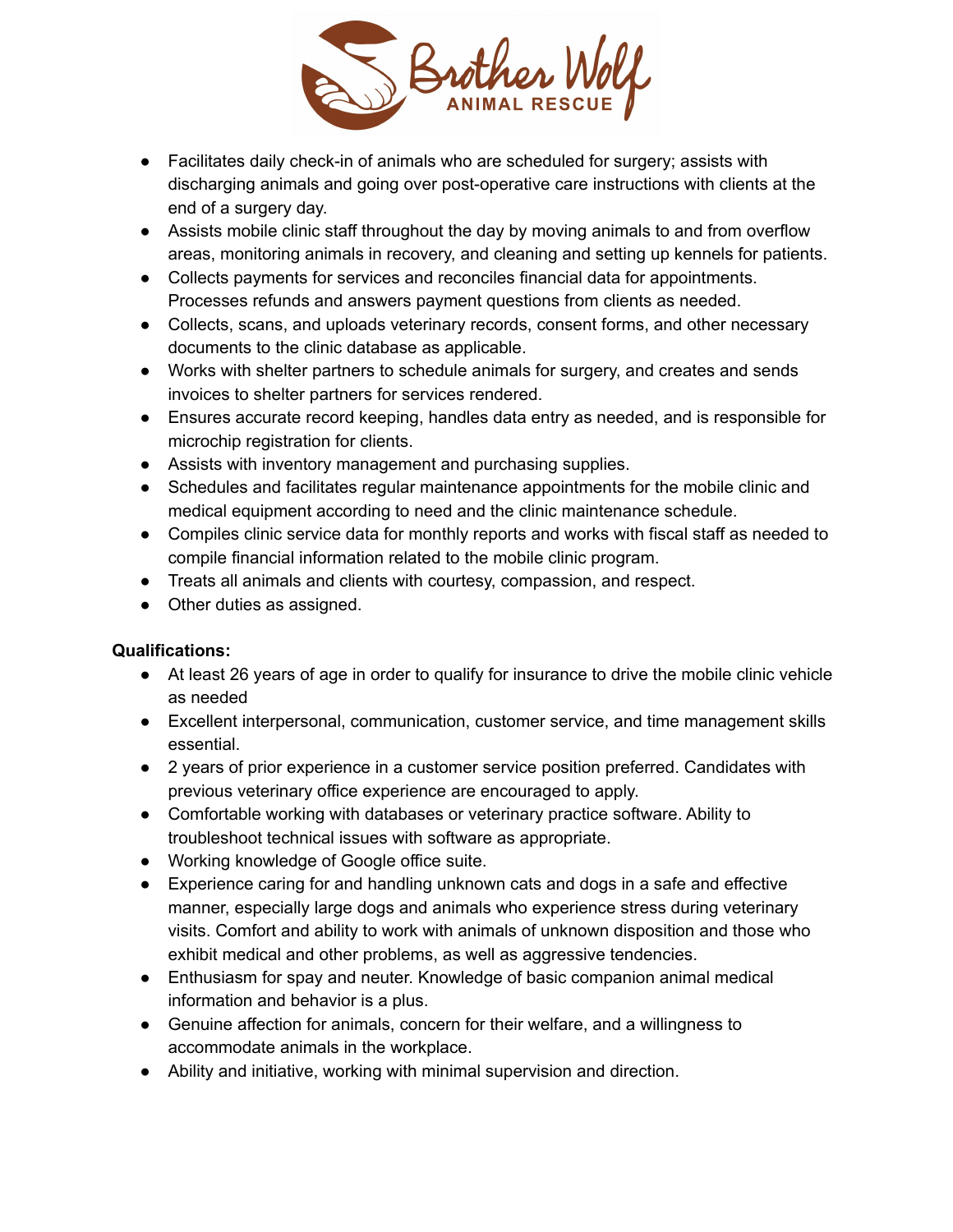- Facilitates daily check-in of animals who are scheduled for surgery; assists with discharging animals and going over post-operative care instructions with clients at the end of a surgery day.
- Assists mobile clinic staff throughout the day by moving animals to and from overflow areas, monitoring animals in recovery, and cleaning and setting up kennels for patients.
- Collects payments for services and reconciles financial data for appointments. Processes refunds and answers payment questions from clients as needed.
- Collects, scans, and uploads veterinary records, consent forms, and other necessary documents to the clinic database as applicable.
- Works with shelter partners to schedule animals for surgery, and creates and sends invoices to shelter partners for services rendered.
- Ensures accurate record keeping, handles data entry as needed, and is responsible for microchip registration for clients.
- Assists with inventory management and purchasing supplies.
- Schedules and facilitates regular maintenance appointments for the mobile clinic and medical equipment according to need and the clinic maintenance schedule.
- Compiles clinic service data for monthly reports and works with fiscal staff as needed to compile financial information related to the mobile clinic program.
- Treats all animals and clients with courtesy, compassion, and respect.
- Other duties as assigned.

**Qualifications:**

- At least 26 years of age in order to qualify for insurance to drive the mobile clinic vehicle as needed
- Excellent interpersonal, communication, customer service, and time management skills essential.
- 2 years of prior experience in a customer service position preferred. Candidates with previous veterinary office experience are encouraged to apply.
- Comfortable working with databases or veterinary practice software. Ability to troubleshoot technical issues with software as appropriate.
- Working knowledge of Google office suite.
- Experience caring for and handling unknown cats and dogs in a safe and effective manner, especially large dogs and animals who experience stress during veterinary visits. Comfort and ability to work with animals of unknown disposition and those who exhibit medical and other problems, as well as aggressive tendencies.
- Enthusiasm for spay and neuter. Knowledge of basic companion animal medical information and behavior is a plus.
- Genuine affection for animals, concern for their welfare, and a willingness to accommodate animals in the workplace.
- Ability and initiative, working with minimal supervision and direction.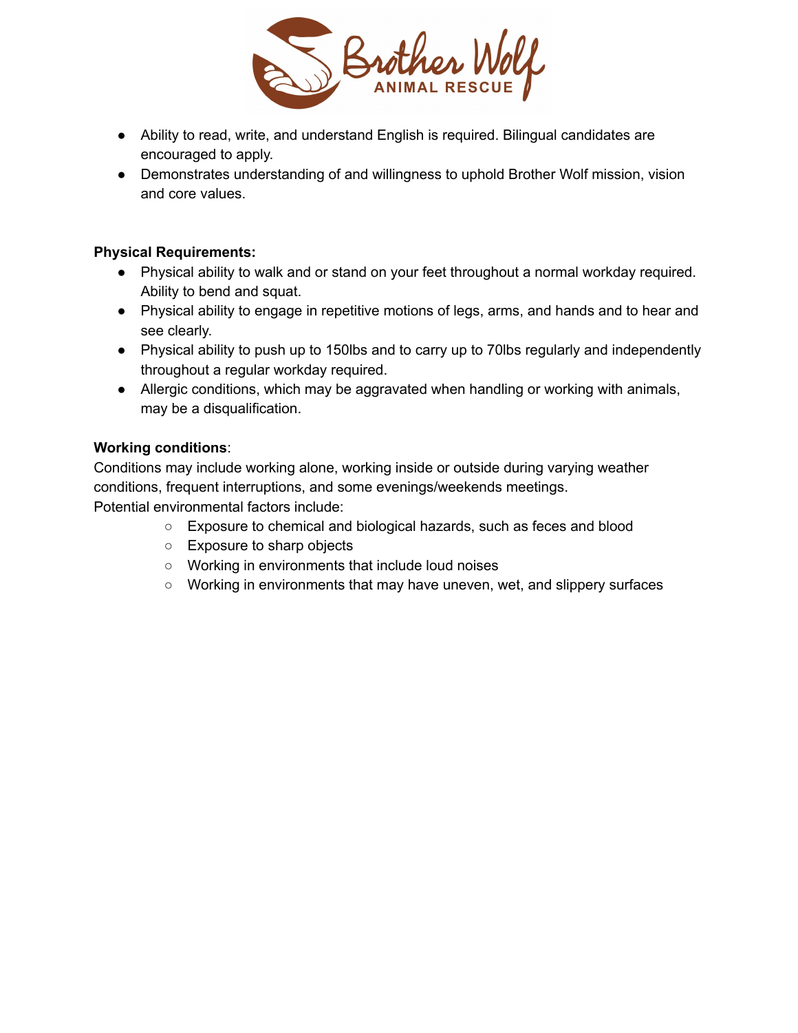- Ability to read, write, and understand English is required. Bilingual candidates are encouraged to apply.
- Demonstrates understanding of and willingness to uphold Brother Wolf mission, vision and core values.

**Physical Requirements:**

- Physical ability to walk and or stand on your feet throughout a normal workday required. Ability to bend and squat.
- Physical ability to engage in repetitive motions of legs, arms, and hands and to hear and see clearly.
- Physical ability to push up to 150lbs and to carry up to 70lbs regularly and independently throughout a regular workday required.
- Allergic conditions, which may be aggravated when handling or working with animals, may be a disqualification.

**Working conditions**:

Conditions may include working alone, working inside or outside during varying weather conditions, frequent interruptions, and some evenings/weekends meetings.

Potential environmental factors include:

- Exposure to chemical and biological hazards, such as feces and blood
- Exposure to sharp objects
- Working in environments that include loud noises
- Working in environments that may have uneven, wet, and slippery surfaces